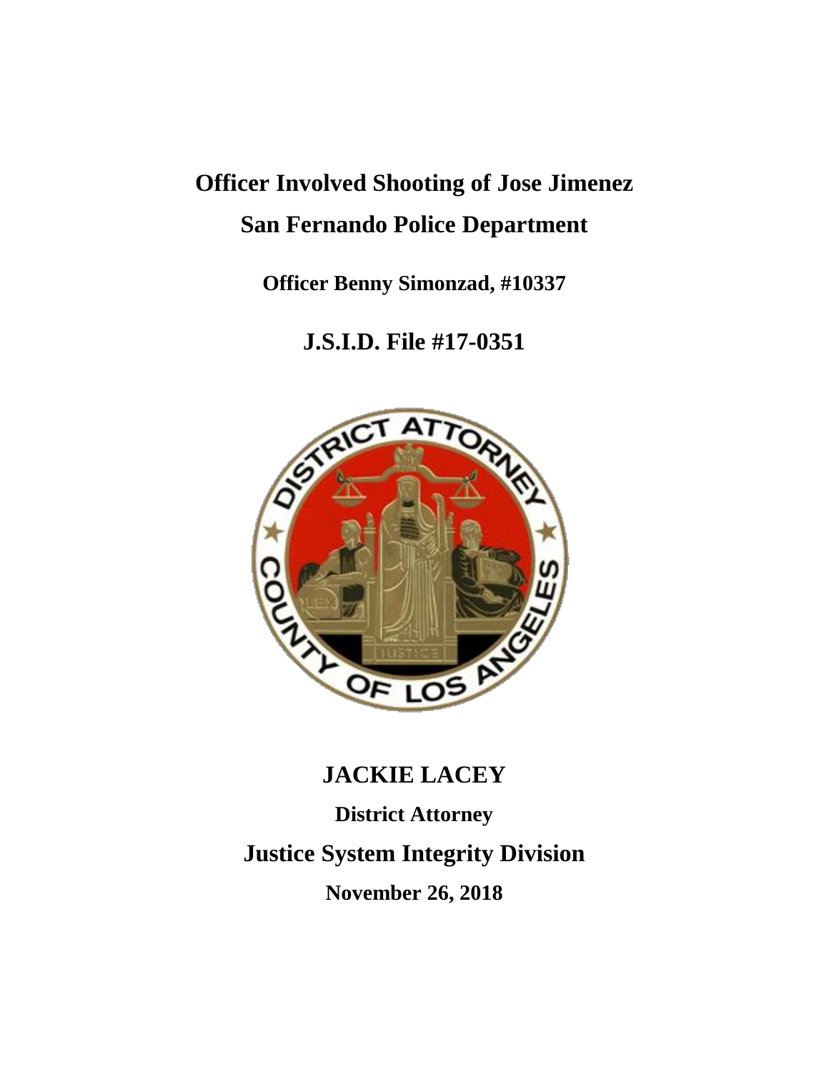# Officer Involved Shooting of Jose Jimenez

## San Fernando Police Department

**Officer Benny Simonzad, #10337**

## J.S.I.D. File #17-0351

## JACKIE LACEY

**District Attorney**

## Justice System Integrity Division

**November 26, 2018**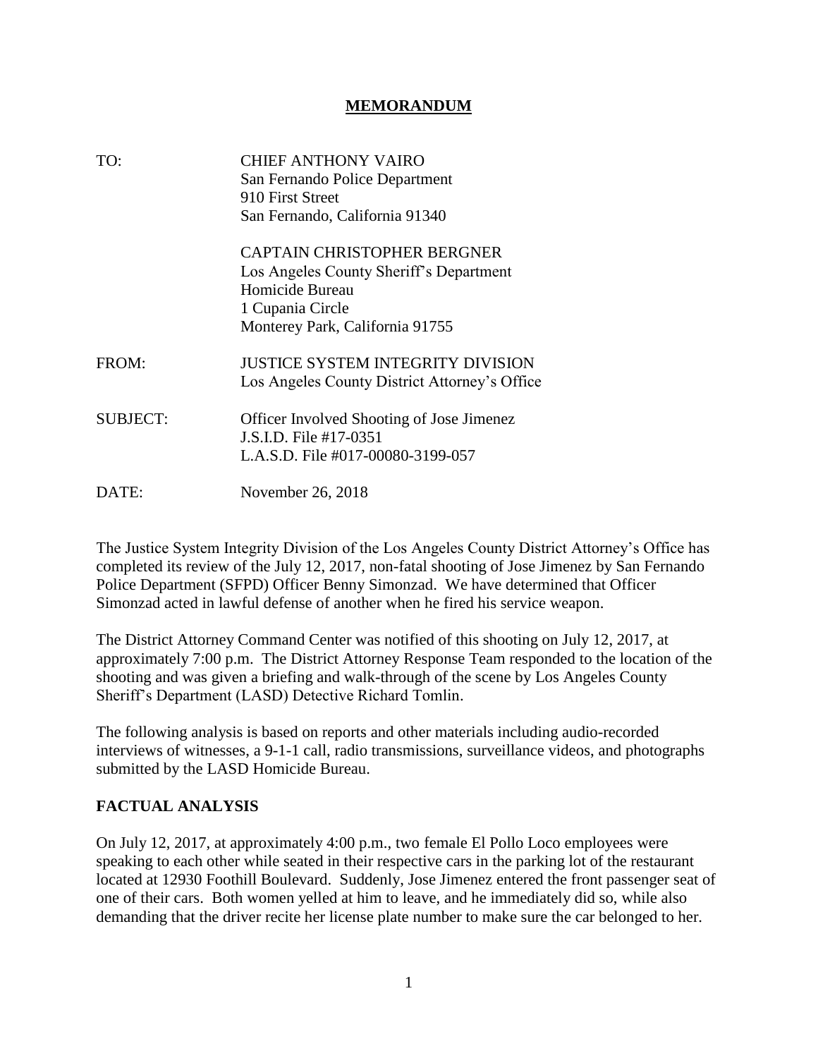## MEMORANDUM

| | |
|---|---|
| TO: | CHIEF ANTHONY VAIRO<br>San Fernando Police Department<br>910 First Street<br>San Fernando, California 91340 |
| | CAPTAIN CHRISTOPHER BERGNER<br>Los Angeles County Sheriff's Department<br>Homicide Bureau<br>1 Cupania Circle<br>Monterey Park, California 91755 |
| FROM: | JUSTICE SYSTEM INTEGRITY DIVISION<br>Los Angeles County District Attorney's Office |
| SUBJECT: | Officer Involved Shooting of Jose Jimenez<br>J.S.I.D. File #17-0351<br>L.A.S.D. File #017-00080-3199-057 |
| DATE: | November 26, 2018 |

The Justice System Integrity Division of the Los Angeles County District Attorney's Office has completed its review of the July 12, 2017, non-fatal shooting of Jose Jimenez by San Fernando Police Department (SFPD) Officer Benny Simonzad. We have determined that Officer Simonzad acted in lawful defense of another when he fired his service weapon.

The District Attorney Command Center was notified of this shooting on July 12, 2017, at approximately 7:00 p.m. The District Attorney Response Team responded to the location of the shooting and was given a briefing and walk-through of the scene by Los Angeles County Sheriff's Department (LASD) Detective Richard Tomlin.

The following analysis is based on reports and other materials including audio-recorded interviews of witnesses, a 9-1-1 call, radio transmissions, surveillance videos, and photographs submitted by the LASD Homicide Bureau.

## FACTUAL ANALYSIS

On July 12, 2017, at approximately 4:00 p.m., two female El Pollo Loco employees were speaking to each other while seated in their respective cars in the parking lot of the restaurant located at 12930 Foothill Boulevard. Suddenly, Jose Jimenez entered the front passenger seat of one of their cars. Both women yelled at him to leave, and he immediately did so, while also demanding that the driver recite her license plate number to make sure the car belonged to her.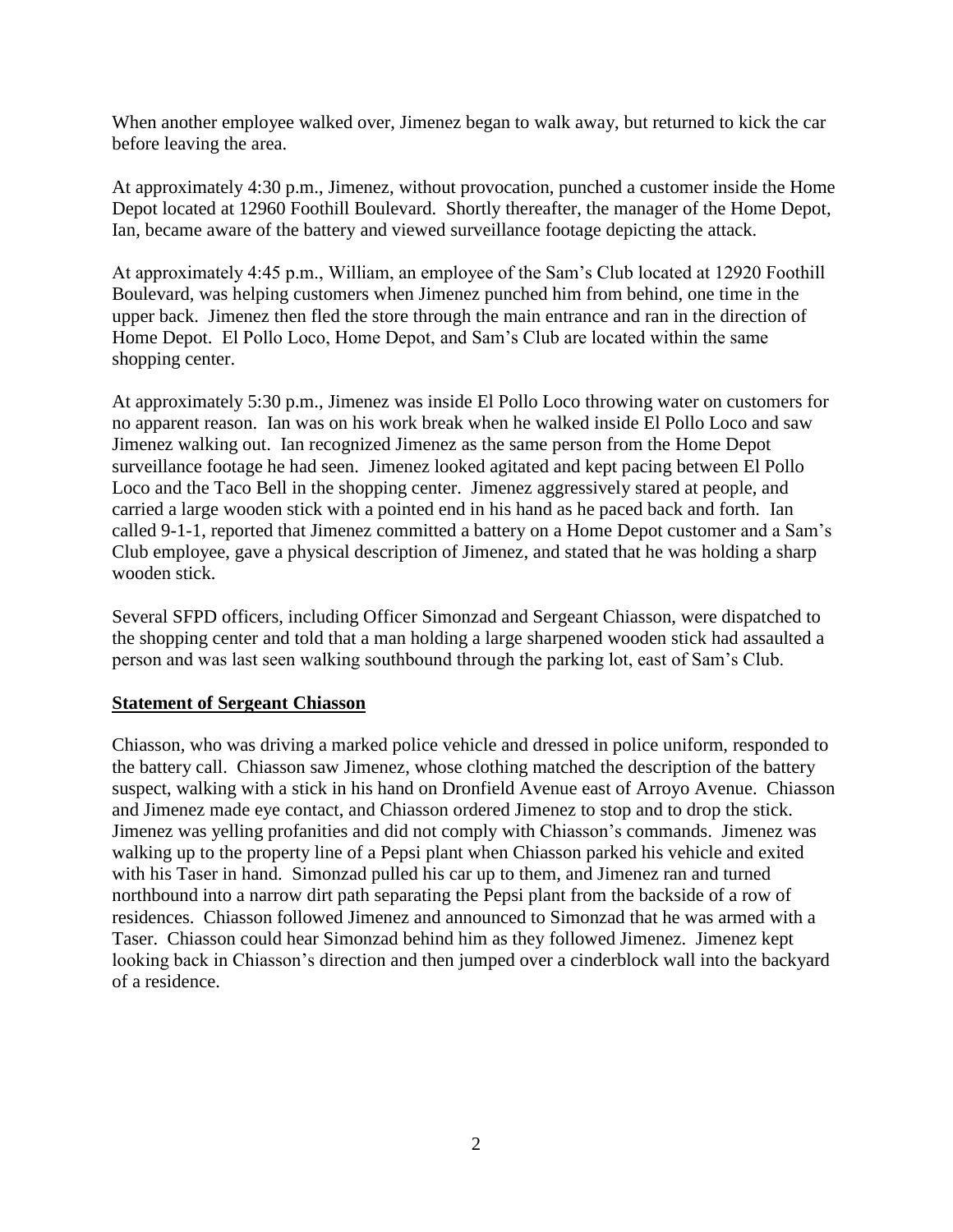When another employee walked over, Jimenez began to walk away, but returned to kick the car before leaving the area.

At approximately 4:30 p.m., Jimenez, without provocation, punched a customer inside the Home Depot located at 12960 Foothill Boulevard. Shortly thereafter, the manager of the Home Depot, Ian, became aware of the battery and viewed surveillance footage depicting the attack.

At approximately 4:45 p.m., William, an employee of the Sam's Club located at 12920 Foothill Boulevard, was helping customers when Jimenez punched him from behind, one time in the upper back. Jimenez then fled the store through the main entrance and ran in the direction of Home Depot. El Pollo Loco, Home Depot, and Sam's Club are located within the same shopping center.

At approximately 5:30 p.m., Jimenez was inside El Pollo Loco throwing water on customers for no apparent reason. Ian was on his work break when he walked inside El Pollo Loco and saw Jimenez walking out. Ian recognized Jimenez as the same person from the Home Depot surveillance footage he had seen. Jimenez looked agitated and kept pacing between El Pollo Loco and the Taco Bell in the shopping center. Jimenez aggressively stared at people, and carried a large wooden stick with a pointed end in his hand as he paced back and forth. Ian called 9-1-1, reported that Jimenez committed a battery on a Home Depot customer and a Sam's Club employee, gave a physical description of Jimenez, and stated that he was holding a sharp wooden stick.

Several SFPD officers, including Officer Simonzad and Sergeant Chiasson, were dispatched to the shopping center and told that a man holding a large sharpened wooden stick had assaulted a person and was last seen walking southbound through the parking lot, east of Sam's Club.

**Statement of Sergeant Chiasson**

Chiasson, who was driving a marked police vehicle and dressed in police uniform, responded to the battery call. Chiasson saw Jimenez, whose clothing matched the description of the battery suspect, walking with a stick in his hand on Dronfield Avenue east of Arroyo Avenue. Chiasson and Jimenez made eye contact, and Chiasson ordered Jimenez to stop and to drop the stick. Jimenez was yelling profanities and did not comply with Chiasson's commands. Jimenez was walking up to the property line of a Pepsi plant when Chiasson parked his vehicle and exited with his Taser in hand. Simonzad pulled his car up to them, and Jimenez ran and turned northbound into a narrow dirt path separating the Pepsi plant from the backside of a row of residences. Chiasson followed Jimenez and announced to Simonzad that he was armed with a Taser. Chiasson could hear Simonzad behind him as they followed Jimenez. Jimenez kept looking back in Chiasson's direction and then jumped over a cinderblock wall into the backyard of a residence.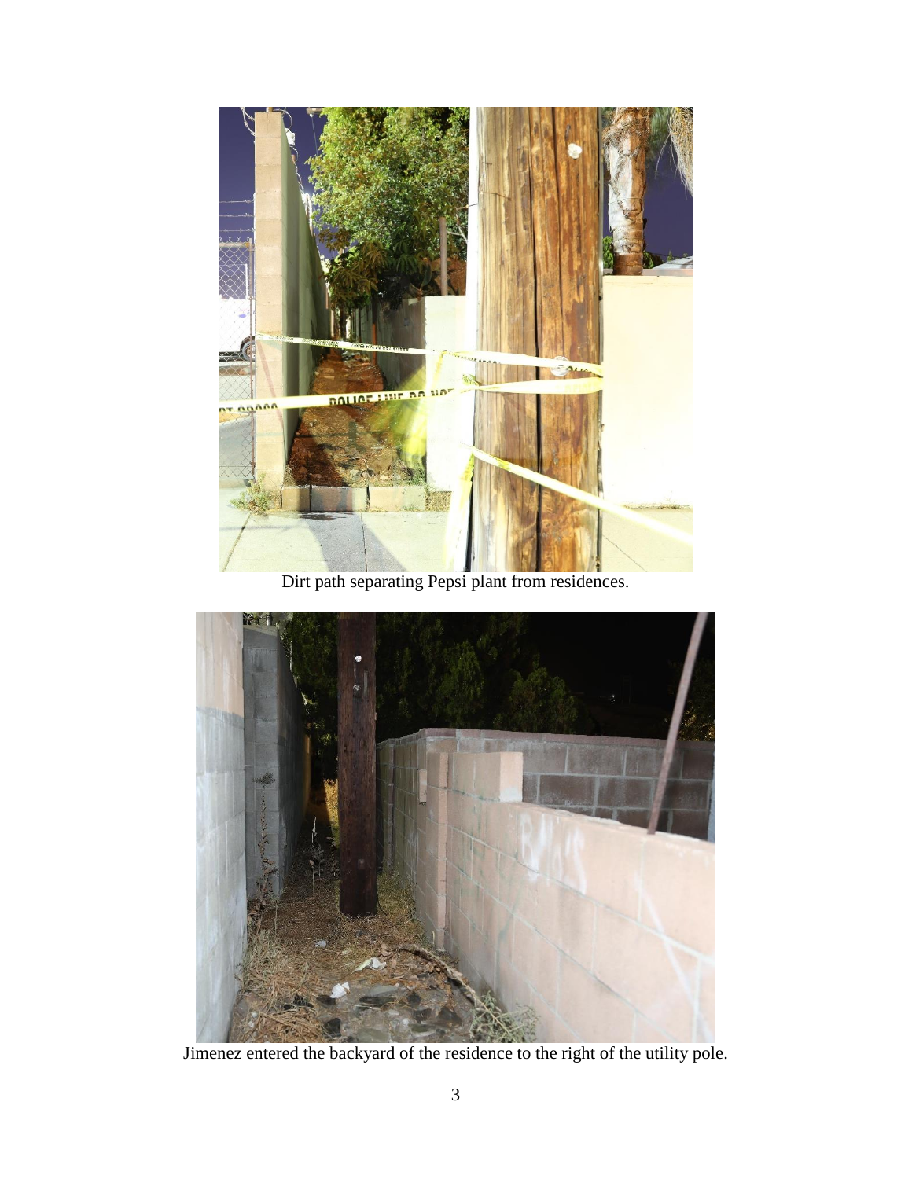Dirt path separating Pepsi plant from residences.

Jimenez entered the backyard of the residence to the right of the utility pole.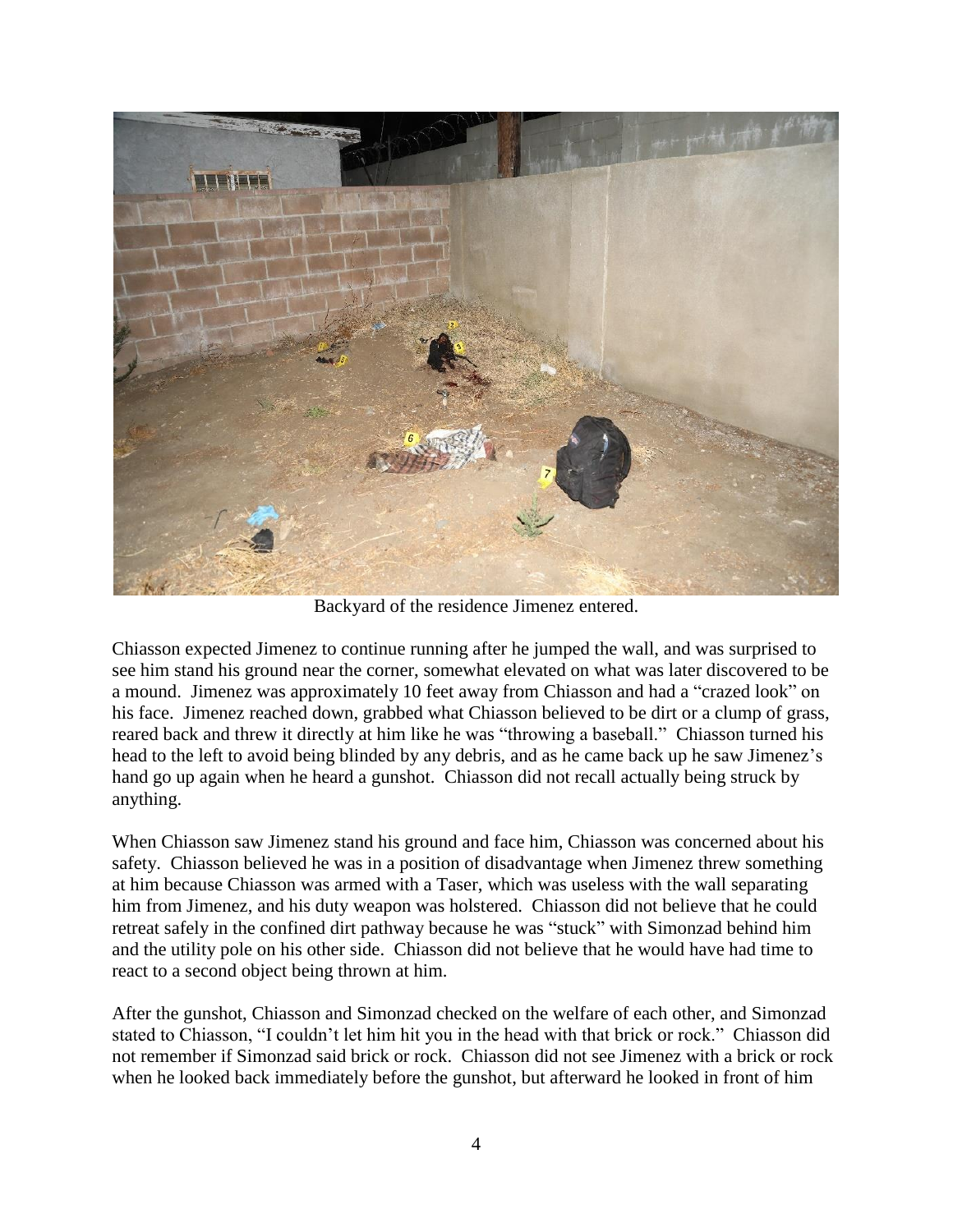Backyard of the residence Jimenez entered.

Chiasson expected Jimenez to continue running after he jumped the wall, and was surprised to see him stand his ground near the corner, somewhat elevated on what was later discovered to be a mound. Jimenez was approximately 10 feet away from Chiasson and had a "crazed look" on his face. Jimenez reached down, grabbed what Chiasson believed to be dirt or a clump of grass, reared back and threw it directly at him like he was "throwing a baseball." Chiasson turned his head to the left to avoid being blinded by any debris, and as he came back up he saw Jimenez's hand go up again when he heard a gunshot. Chiasson did not recall actually being struck by anything.

When Chiasson saw Jimenez stand his ground and face him, Chiasson was concerned about his safety. Chiasson believed he was in a position of disadvantage when Jimenez threw something at him because Chiasson was armed with a Taser, which was useless with the wall separating him from Jimenez, and his duty weapon was holstered. Chiasson did not believe that he could retreat safely in the confined dirt pathway because he was "stuck" with Simonzad behind him and the utility pole on his other side. Chiasson did not believe that he would have had time to react to a second object being thrown at him.

After the gunshot, Chiasson and Simonzad checked on the welfare of each other, and Simonzad stated to Chiasson, "I couldn't let him hit you in the head with that brick or rock." Chiasson did not remember if Simonzad said brick or rock. Chiasson did not see Jimenez with a brick or rock when he looked back immediately before the gunshot, but afterward he looked in front of him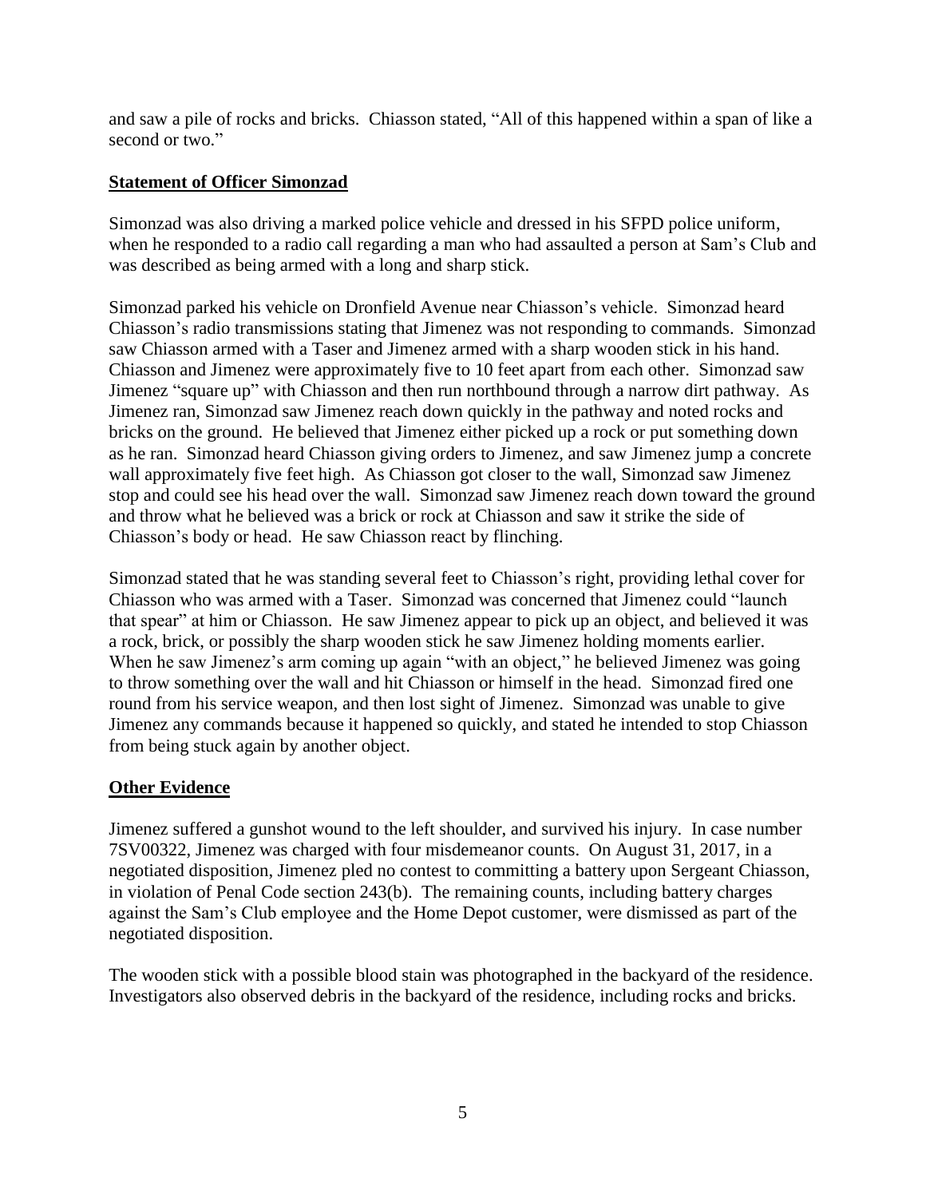and saw a pile of rocks and bricks. Chiasson stated, "All of this happened within a span of like a second or two."

## Statement of Officer Simonzad

Simonzad was also driving a marked police vehicle and dressed in his SFPD police uniform, when he responded to a radio call regarding a man who had assaulted a person at Sam's Club and was described as being armed with a long and sharp stick.

Simonzad parked his vehicle on Dronfield Avenue near Chiasson's vehicle. Simonzad heard Chiasson's radio transmissions stating that Jimenez was not responding to commands. Simonzad saw Chiasson armed with a Taser and Jimenez armed with a sharp wooden stick in his hand. Chiasson and Jimenez were approximately five to 10 feet apart from each other. Simonzad saw Jimenez "square up" with Chiasson and then run northbound through a narrow dirt pathway. As Jimenez ran, Simonzad saw Jimenez reach down quickly in the pathway and noted rocks and bricks on the ground. He believed that Jimenez either picked up a rock or put something down as he ran. Simonzad heard Chiasson giving orders to Jimenez, and saw Jimenez jump a concrete wall approximately five feet high. As Chiasson got closer to the wall, Simonzad saw Jimenez stop and could see his head over the wall. Simonzad saw Jimenez reach down toward the ground and throw what he believed was a brick or rock at Chiasson and saw it strike the side of Chiasson's body or head. He saw Chiasson react by flinching.

Simonzad stated that he was standing several feet to Chiasson's right, providing lethal cover for Chiasson who was armed with a Taser. Simonzad was concerned that Jimenez could "launch that spear" at him or Chiasson. He saw Jimenez appear to pick up an object, and believed it was a rock, brick, or possibly the sharp wooden stick he saw Jimenez holding moments earlier. When he saw Jimenez's arm coming up again "with an object," he believed Jimenez was going to throw something over the wall and hit Chiasson or himself in the head. Simonzad fired one round from his service weapon, and then lost sight of Jimenez. Simonzad was unable to give Jimenez any commands because it happened so quickly, and stated he intended to stop Chiasson from being stuck again by another object.

## Other Evidence

Jimenez suffered a gunshot wound to the left shoulder, and survived his injury. In case number 7SV00322, Jimenez was charged with four misdemeanor counts. On August 31, 2017, in a negotiated disposition, Jimenez pled no contest to committing a battery upon Sergeant Chiasson, in violation of Penal Code section 243(b). The remaining counts, including battery charges against the Sam's Club employee and the Home Depot customer, were dismissed as part of the negotiated disposition.

The wooden stick with a possible blood stain was photographed in the backyard of the residence. Investigators also observed debris in the backyard of the residence, including rocks and bricks.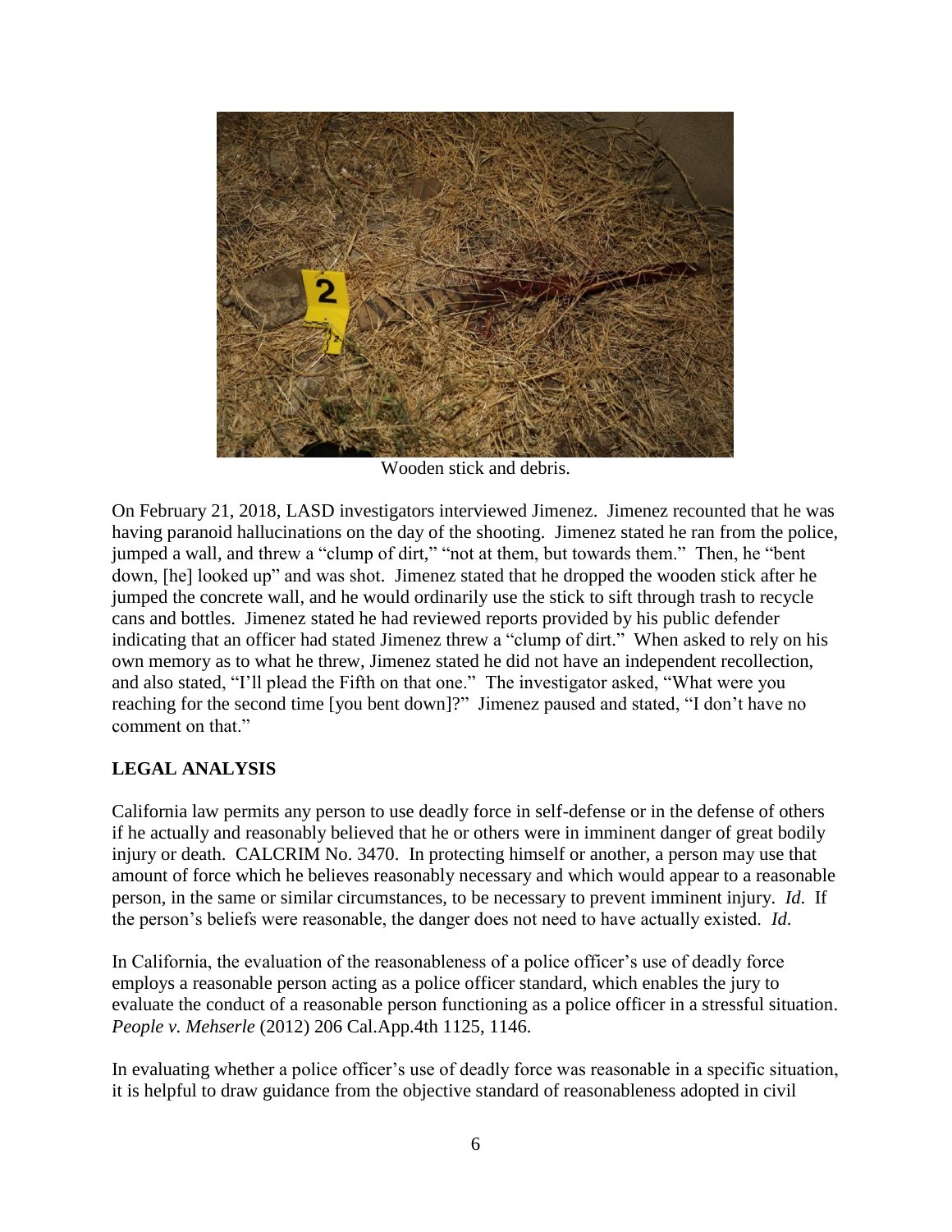Wooden stick and debris.

On February 21, 2018, LASD investigators interviewed Jimenez. Jimenez recounted that he was having paranoid hallucinations on the day of the shooting. Jimenez stated he ran from the police, jumped a wall, and threw a "clump of dirt," "not at them, but towards them." Then, he "bent down, [he] looked up" and was shot. Jimenez stated that he dropped the wooden stick after he jumped the concrete wall, and he would ordinarily use the stick to sift through trash to recycle cans and bottles. Jimenez stated he had reviewed reports provided by his public defender indicating that an officer had stated Jimenez threw a "clump of dirt." When asked to rely on his own memory as to what he threw, Jimenez stated he did not have an independent recollection, and also stated, "I'll plead the Fifth on that one." The investigator asked, "What were you reaching for the second time [you bent down]?" Jimenez paused and stated, "I don't have no comment on that."

## LEGAL ANALYSIS

California law permits any person to use deadly force in self-defense or in the defense of others if he actually and reasonably believed that he or others were in imminent danger of great bodily injury or death. CALCRIM No. 3470. In protecting himself or another, a person may use that amount of force which he believes reasonably necessary and which would appear to a reasonable person, in the same or similar circumstances, to be necessary to prevent imminent injury. *Id*. If the person's beliefs were reasonable, the danger does not need to have actually existed. *Id*.

In California, the evaluation of the reasonableness of a police officer's use of deadly force employs a reasonable person acting as a police officer standard, which enables the jury to evaluate the conduct of a reasonable person functioning as a police officer in a stressful situation. *People v. Mehserle* (2012) 206 Cal.App.4th 1125, 1146.

In evaluating whether a police officer's use of deadly force was reasonable in a specific situation, it is helpful to draw guidance from the objective standard of reasonableness adopted in civil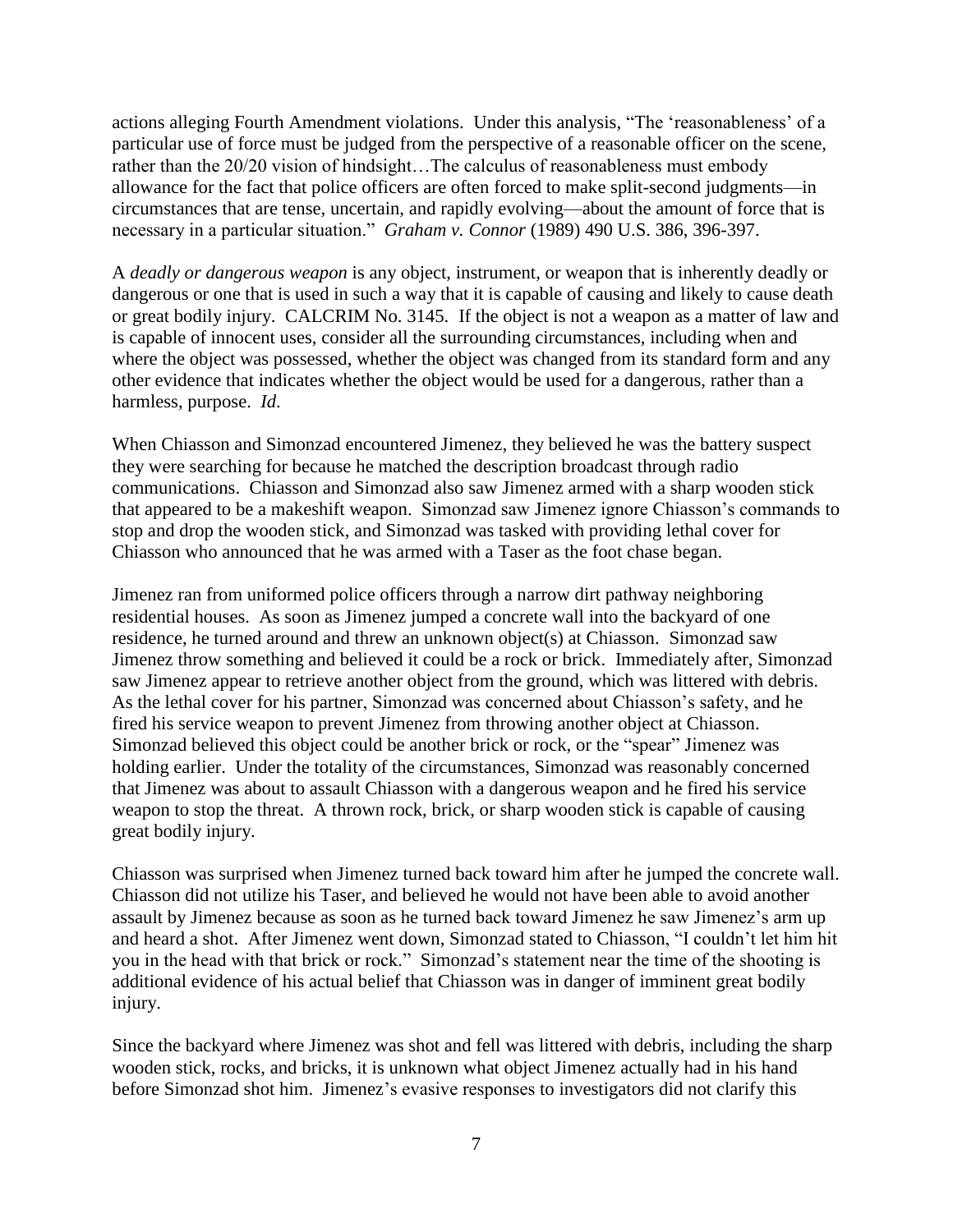actions alleging Fourth Amendment violations. Under this analysis, "The 'reasonableness' of a particular use of force must be judged from the perspective of a reasonable officer on the scene, rather than the 20/20 vision of hindsight…The calculus of reasonableness must embody allowance for the fact that police officers are often forced to make split-second judgments—in circumstances that are tense, uncertain, and rapidly evolving—about the amount of force that is necessary in a particular situation." *Graham v. Connor* (1989) 490 U.S. 386, 396-397.

A *deadly or dangerous weapon* is any object, instrument, or weapon that is inherently deadly or dangerous or one that is used in such a way that it is capable of causing and likely to cause death or great bodily injury. CALCRIM No. 3145. If the object is not a weapon as a matter of law and is capable of innocent uses, consider all the surrounding circumstances, including when and where the object was possessed, whether the object was changed from its standard form and any other evidence that indicates whether the object would be used for a dangerous, rather than a harmless, purpose. *Id*.

When Chiasson and Simonzad encountered Jimenez, they believed he was the battery suspect they were searching for because he matched the description broadcast through radio communications. Chiasson and Simonzad also saw Jimenez armed with a sharp wooden stick that appeared to be a makeshift weapon. Simonzad saw Jimenez ignore Chiasson's commands to stop and drop the wooden stick, and Simonzad was tasked with providing lethal cover for Chiasson who announced that he was armed with a Taser as the foot chase began.

Jimenez ran from uniformed police officers through a narrow dirt pathway neighboring residential houses. As soon as Jimenez jumped a concrete wall into the backyard of one residence, he turned around and threw an unknown object(s) at Chiasson. Simonzad saw Jimenez throw something and believed it could be a rock or brick. Immediately after, Simonzad saw Jimenez appear to retrieve another object from the ground, which was littered with debris. As the lethal cover for his partner, Simonzad was concerned about Chiasson's safety, and he fired his service weapon to prevent Jimenez from throwing another object at Chiasson. Simonzad believed this object could be another brick or rock, or the "spear" Jimenez was holding earlier. Under the totality of the circumstances, Simonzad was reasonably concerned that Jimenez was about to assault Chiasson with a dangerous weapon and he fired his service weapon to stop the threat. A thrown rock, brick, or sharp wooden stick is capable of causing great bodily injury.

Chiasson was surprised when Jimenez turned back toward him after he jumped the concrete wall. Chiasson did not utilize his Taser, and believed he would not have been able to avoid another assault by Jimenez because as soon as he turned back toward Jimenez he saw Jimenez's arm up and heard a shot. After Jimenez went down, Simonzad stated to Chiasson, "I couldn't let him hit you in the head with that brick or rock." Simonzad's statement near the time of the shooting is additional evidence of his actual belief that Chiasson was in danger of imminent great bodily injury.

Since the backyard where Jimenez was shot and fell was littered with debris, including the sharp wooden stick, rocks, and bricks, it is unknown what object Jimenez actually had in his hand before Simonzad shot him. Jimenez's evasive responses to investigators did not clarify this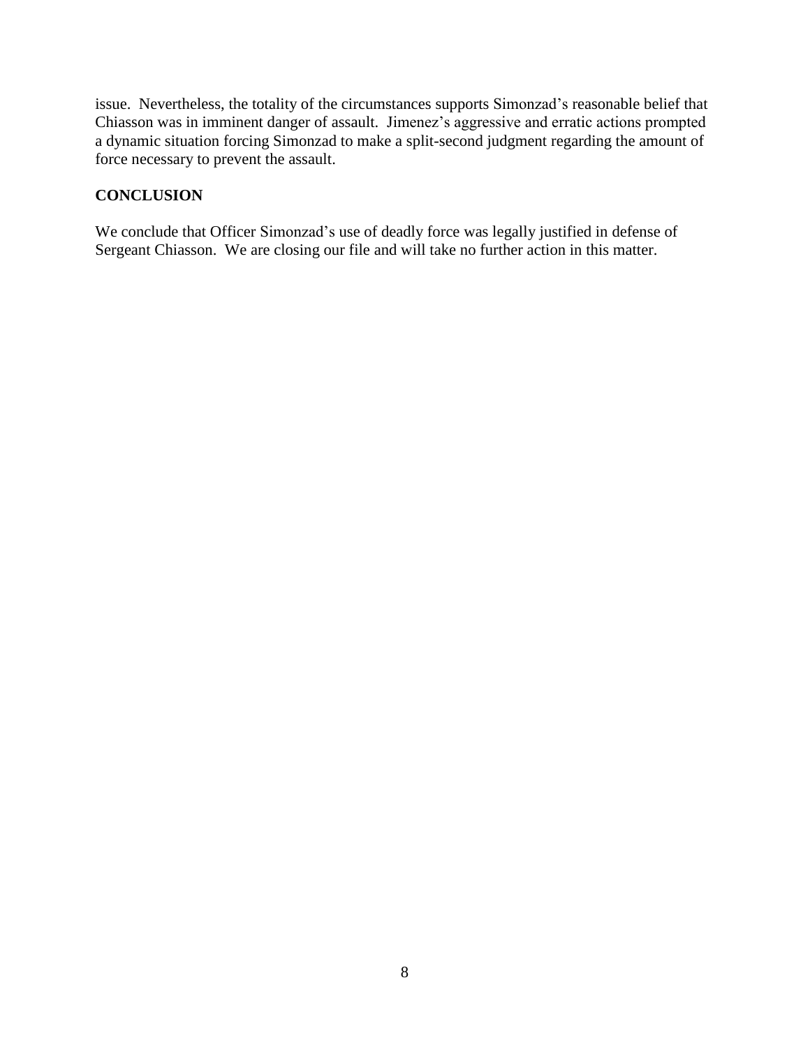issue. Nevertheless, the totality of the circumstances supports Simonzad's reasonable belief that Chiasson was in imminent danger of assault. Jimenez's aggressive and erratic actions prompted a dynamic situation forcing Simonzad to make a split-second judgment regarding the amount of force necessary to prevent the assault.

## CONCLUSION

We conclude that Officer Simonzad's use of deadly force was legally justified in defense of Sergeant Chiasson. We are closing our file and will take no further action in this matter.